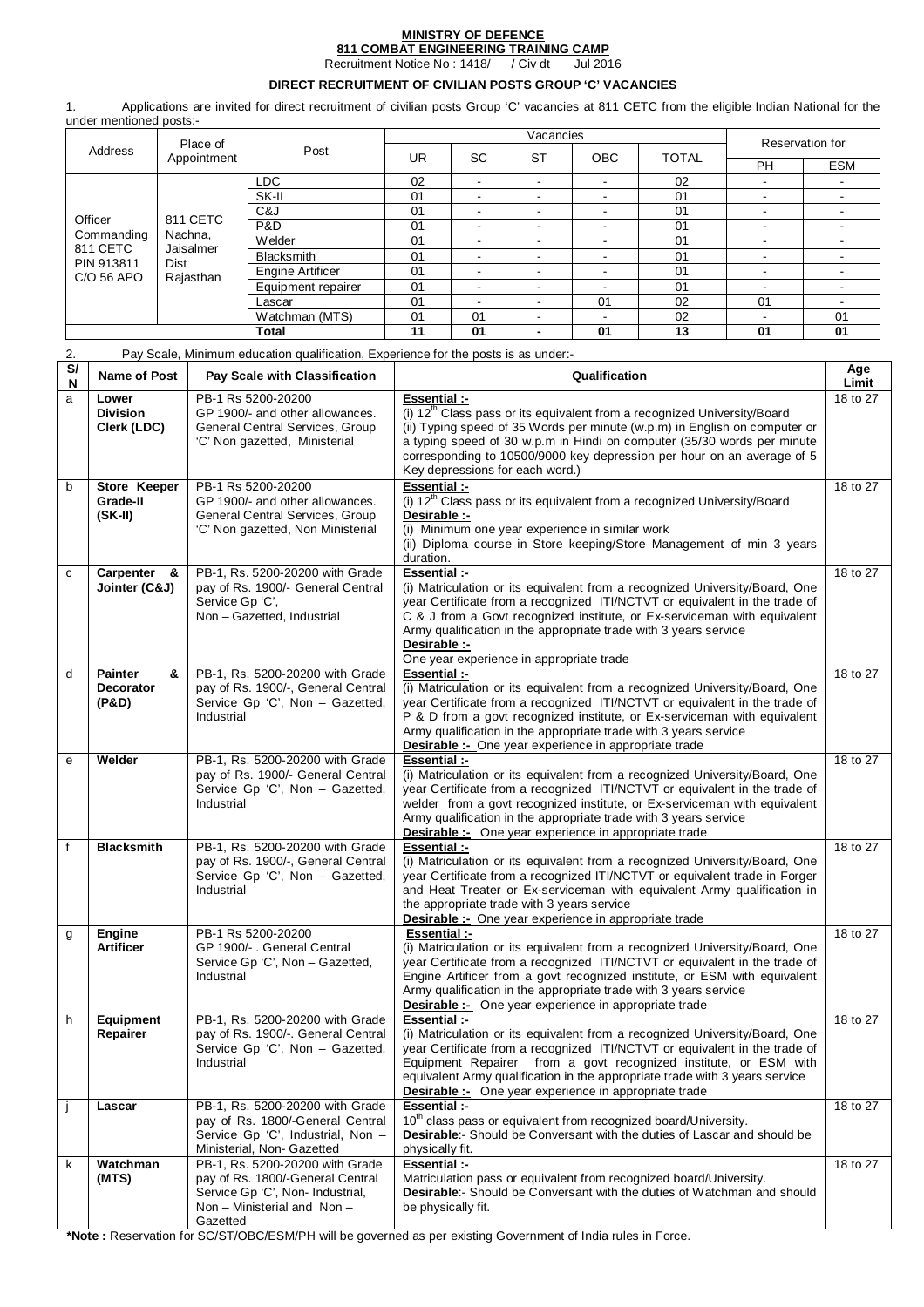# MINISTRY OF DEFENCE

## 811 COMBAT ENGINEERING TRAINING CAMP

Recruitment Notice No : 1418/ / Civ dt Jul 2016

### DIRECT RECRUITMENT OF CIVILIAN POSTS GROUP 'C' VACANCIES

1. Applications are invited for direct recruitment of civilian posts Group 'C' vacancies at 811 CETC from the eligible Indian National for the under mentioned posts:-

| Address | Place of Appointment | Post | Vacancies | | | | | Reservation for | |
|---|---|---|---|---|---|---|---|---|---|
| | | | UR | SC | ST | OBC | TOTAL | PH | ESM |
| Officer Commanding 811 CETC PIN 913811 C/O 56 APO | 811 CETC Nachna, Jaisalmer Dist Rajasthan | LDC | 02 | - | - | - | 02 | - | - |
| | | SK-II | 01 | - | - | - | 01 | - | - |
| | | C&J | 01 | - | - | - | 01 | - | - |
| | | P&D | 01 | - | - | - | 01 | - | - |
| | | Welder | 01 | - | - | - | 01 | - | - |
| | | Blacksmith | 01 | - | - | - | 01 | - | - |
| | | Engine Artificer | 01 | - | - | - | 01 | - | - |
| | | Equipment repairer | 01 | - | - | - | 01 | - | - |
| | | Lascar | 01 | - | - | 01 | 02 | 01 | - |
| | | Watchman (MTS) | 01 | 01 | - | - | 02 | - | 01 |
| | | **Total** | **11** | **01** | **-** | **01** | **13** | **01** | **01** |

2. Pay Scale, Minimum education qualification, Experience for the posts is as under:-

| S/N | Name of Post | Pay Scale with Classification | Qualification | Age Limit |
|---|---|---|---|---|
| a | **Lower Division Clerk (LDC)** | PB-1 Rs 5200-20200 GP 1900/- and other allowances. General Central Services, Group 'C' Non gazetted, Ministerial | **Essential :-** (i) 12th Class pass or its equivalent from a recognized University/Board (ii) Typing speed of 35 Words per minute (w.p.m) in English on computer or a typing speed of 30 w.p.m in Hindi on computer (35/30 words per minute corresponding to 10500/9000 key depression per hour on an average of 5 Key depressions for each word.) | 18 to 27 |
| b | **Store Keeper Grade-II (SK-II)** | PB-1 Rs 5200-20200 GP 1900/- and other allowances. General Central Services, Group 'C' Non gazetted, Non Ministerial | **Essential :-** (i) 12th Class pass or its equivalent from a recognized University/Board **Desirable :-** (i) Minimum one year experience in similar work (ii) Diploma course in Store keeping/Store Management of min 3 years duration. | 18 to 27 |
| c | **Carpenter & Jointer (C&J)** | PB-1, Rs. 5200-20200 with Grade pay of Rs. 1900/- General Central Service Gp 'C', Non – Gazetted, Industrial | **Essential :-** (i) Matriculation or its equivalent from a recognized University/Board, One year Certificate from a recognized ITI/NCTVT or equivalent in the trade of C & J from a Govt recognized institute, or Ex-serviceman with equivalent Army qualification in the appropriate trade with 3 years service **Desirable :-** One year experience in appropriate trade | 18 to 27 |
| d | **Painter & Decorator (P&D)** | PB-1, Rs. 5200-20200 with Grade pay of Rs. 1900/-, General Central Service Gp 'C', Non – Gazetted, Industrial | **Essential :-** (i) Matriculation or its equivalent from a recognized University/Board, One year Certificate from a recognized ITI/NCTVT or equivalent in the trade of P & D from a govt recognized institute, or Ex-serviceman with equivalent Army qualification in the appropriate trade with 3 years service **Desirable :-** One year experience in appropriate trade | 18 to 27 |
| e | **Welder** | PB-1, Rs. 5200-20200 with Grade pay of Rs. 1900/- General Central Service Gp 'C', Non – Gazetted, Industrial | **Essential :-** (i) Matriculation or its equivalent from a recognized University/Board, One year Certificate from a recognized ITI/NCTVT or equivalent in the trade of welder from a govt recognized institute, or Ex-serviceman with equivalent Army qualification in the appropriate trade with 3 years service **Desirable :-** One year experience in appropriate trade | 18 to 27 |
| f | **Blacksmith** | PB-1, Rs. 5200-20200 with Grade pay of Rs. 1900/-, General Central Service Gp 'C', Non – Gazetted, Industrial | **Essential :-** (i) Matriculation or its equivalent from a recognized University/Board, One year Certificate from a recognized ITI/NCTVT or equivalent trade in Forger and Heat Treater or Ex-serviceman with equivalent Army qualification in the appropriate trade with 3 years service **Desirable :-** One year experience in appropriate trade | 18 to 27 |
| g | **Engine Artificer** | PB-1 Rs 5200-20200 GP 1900/- . General Central Service Gp 'C', Non – Gazetted, Industrial | **Essential :-** (i) Matriculation or its equivalent from a recognized University/Board, One year Certificate from a recognized ITI/NCTVT or equivalent in the trade of Engine Artificer from a govt recognized institute, or ESM with equivalent Army qualification in the appropriate trade with 3 years service **Desirable :-** One year experience in appropriate trade | 18 to 27 |
| h | **Equipment Repairer** | PB-1, Rs. 5200-20200 with Grade pay of Rs. 1900/-. General Central Service Gp 'C', Non – Gazetted, Industrial | **Essential :-** (i) Matriculation or its equivalent from a recognized University/Board, One year Certificate from a recognized ITI/NCTVT or equivalent in the trade of Equipment Repairer from a govt recognized institute, or ESM with equivalent Army qualification in the appropriate trade with 3 years service **Desirable :-** One year experience in appropriate trade | 18 to 27 |
| j | **Lascar** | PB-1, Rs. 5200-20200 with Grade pay of Rs. 1800/-General Central Service Gp 'C', Industrial, Non – Ministerial, Non- Gazetted | **Essential :-** 10th class pass or equivalent from recognized board/University. **Desirable**:- Should be Conversant with the duties of Lascar and should be physically fit. | 18 to 27 |
| k | **Watchman (MTS)** | PB-1, Rs. 5200-20200 with Grade pay of Rs. 1800/-General Central Service Gp 'C', Non- Industrial, Non – Ministerial and Non – Gazetted | **Essential :-** Matriculation pass or equivalent from recognized board/University. **Desirable**:- Should be Conversant with the duties of Watchman and should be physically fit. | 18 to 27 |

***Note :** Reservation for SC/ST/OBC/ESM/PH will be governed as per existing Government of India rules in Force.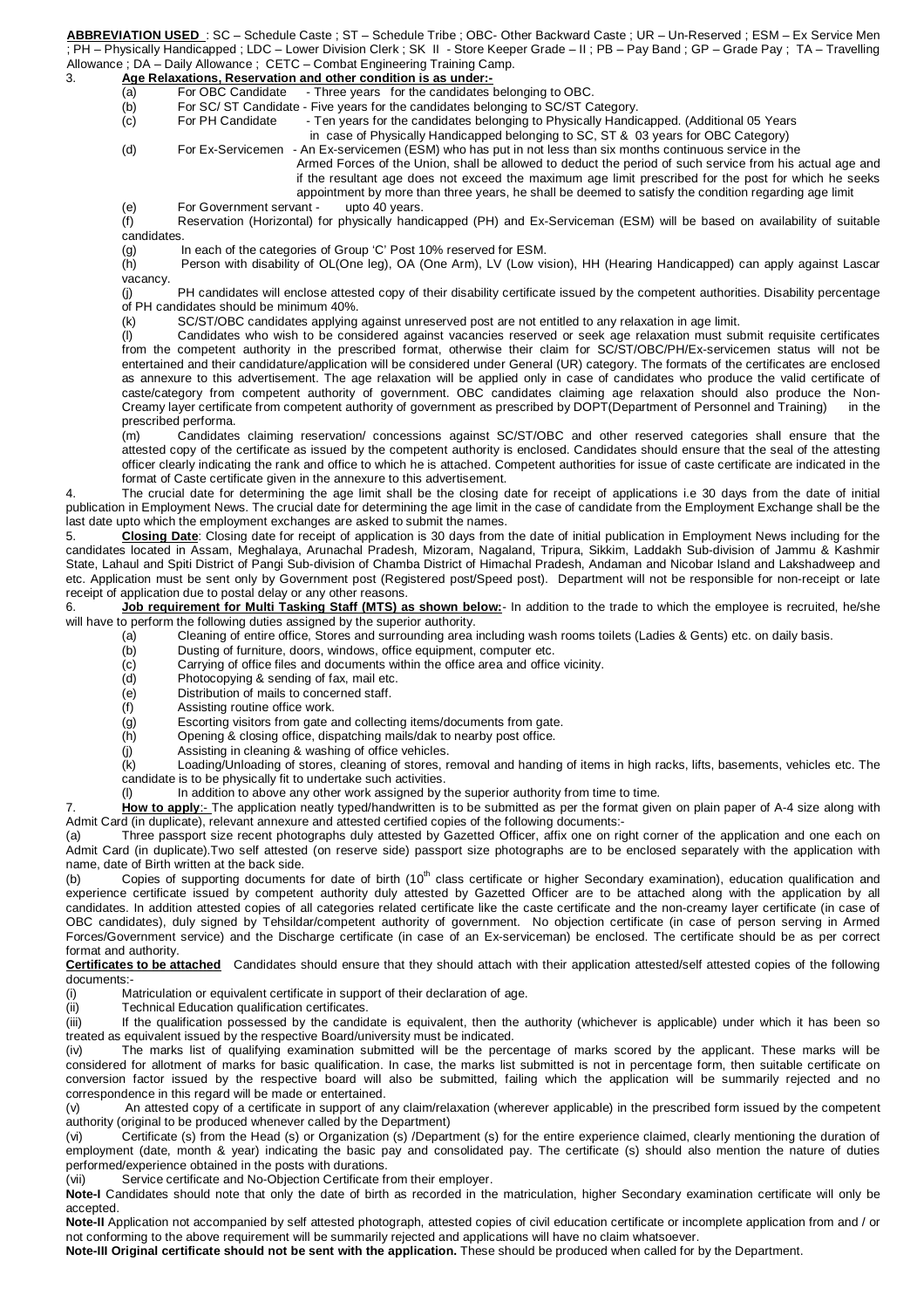**ABBREVIATION USED** : SC – Schedule Caste ; ST – Schedule Tribe ; OBC- Other Backward Caste ; UR – Un-Reserved ; ESM – Ex Service Men ; PH – Physically Handicapped ; LDC – Lower Division Clerk ; SK II - Store Keeper Grade – II ; PB – Pay Band ; GP – Grade Pay ; TA – Travelling Allowance ; DA – Daily Allowance ; CETC – Combat Engineering Training Camp.

3. **Age Relaxations, Reservation and other condition is as under:-**

(a) For OBC Candidate - Three years for the candidates belonging to OBC.

(b) For SC/ ST Candidate - Five years for the candidates belonging to SC/ST Category.

(c) For PH Candidate - Ten years for the candidates belonging to Physically Handicapped. (Additional 05 Years in case of Physically Handicapped belonging to SC, ST & 03 years for OBC Category)

(d) For Ex-Servicemen - An Ex-servicemen (ESM) who has put in not less than six months continuous service in the Armed Forces of the Union, shall be allowed to deduct the period of such service from his actual age and if the resultant age does not exceed the maximum age limit prescribed for the post for which he seeks appointment by more than three years, he shall be deemed to satisfy the condition regarding age limit

(e) For Government servant - upto 40 years.

(f) Reservation (Horizontal) for physically handicapped (PH) and Ex-Serviceman (ESM) will be based on availability of suitable candidates.

(g) In each of the categories of Group 'C' Post 10% reserved for ESM.

(h) Person with disability of OL(One leg), OA (One Arm), LV (Low vision), HH (Hearing Handicapped) can apply against Lascar vacancy.

(j) PH candidates will enclose attested copy of their disability certificate issued by the competent authorities. Disability percentage of PH candidates should be minimum 40%.

(k) SC/ST/OBC candidates applying against unreserved post are not entitled to any relaxation in age limit.

(l) Candidates who wish to be considered against vacancies reserved or seek age relaxation must submit requisite certificates from the competent authority in the prescribed format, otherwise their claim for SC/ST/OBC/PH/Ex-servicemen status will not be entertained and their candidature/application will be considered under General (UR) category. The formats of the certificates are enclosed as annexure to this advertisement. The age relaxation will be applied only in case of candidates who produce the valid certificate of caste/category from competent authority of government. OBC candidates claiming age relaxation should also produce the Non-Creamy layer certificate from competent authority of government as prescribed by DOPT(Department of Personnel and Training) in the prescribed performa.

(m) Candidates claiming reservation/ concessions against SC/ST/OBC and other reserved categories shall ensure that the attested copy of the certificate as issued by the competent authority is enclosed. Candidates should ensure that the seal of the attesting officer clearly indicating the rank and office to which he is attached. Competent authorities for issue of caste certificate are indicated in the format of Caste certificate given in the annexure to this advertisement.

4. The crucial date for determining the age limit shall be the closing date for receipt of applications i.e 30 days from the date of initial publication in Employment News. The crucial date for determining the age limit in the case of candidate from the Employment Exchange shall be the last date upto which the employment exchanges are asked to submit the names.

5. **Closing Date**: Closing date for receipt of application is 30 days from the date of initial publication in Employment News including for the candidates located in Assam, Meghalaya, Arunachal Pradesh, Mizoram, Nagaland, Tripura, Sikkim, Laddakh Sub-division of Jammu & Kashmir State, Lahaul and Spiti District of Pangi Sub-division of Chamba District of Himachal Pradesh, Andaman and Nicobar Island and Lakshadweep and etc. Application must be sent only by Government post (Registered post/Speed post). Department will not be responsible for non-receipt or late receipt of application due to postal delay or any other reasons.

6. **Job requirement for Multi Tasking Staff (MTS) as shown below:**- In addition to the trade to which the employee is recruited, he/she will have to perform the following duties assigned by the superior authority.

(a) Cleaning of entire office, Stores and surrounding area including wash rooms toilets (Ladies & Gents) etc. on daily basis.

(b) Dusting of furniture, doors, windows, office equipment, computer etc.

(c) Carrying of office files and documents within the office area and office vicinity.

(d) Photocopying & sending of fax, mail etc.

(e) Distribution of mails to concerned staff.

(f) Assisting routine office work.

(g) Escorting visitors from gate and collecting items/documents from gate.

(h) Opening & closing office, dispatching mails/dak to nearby post office.

(j) Assisting in cleaning & washing of office vehicles.

(k) Loading/Unloading of stores, cleaning of stores, removal and handing of items in high racks, lifts, basements, vehicles etc. The candidate is to be physically fit to undertake such activities.

(l) In addition to above any other work assigned by the superior authority from time to time.

7. **How to apply**:- The application neatly typed/handwritten is to be submitted as per the format given on plain paper of A-4 size along with Admit Card (in duplicate), relevant annexure and attested certified copies of the following documents:-

(a) Three passport size recent photographs duly attested by Gazetted Officer, affix one on right corner of the application and one each on Admit Card (in duplicate).Two self attested (on reserve side) passport size photographs are to be enclosed separately with the application with name, date of Birth written at the back side.

(b) Copies of supporting documents for date of birth (10th class certificate or higher Secondary examination), education qualification and experience certificate issued by competent authority duly attested by Gazetted Officer are to be attached along with the application by all candidates. In addition attested copies of all categories related certificate like the caste certificate and the non-creamy layer certificate (in case of OBC candidates), duly signed by Tehsildar/competent authority of government. No objection certificate (in case of person serving in Armed Forces/Government service) and the Discharge certificate (in case of an Ex-serviceman) be enclosed. The certificate should be as per correct format and authority.

**Certificates to be attached** Candidates should ensure that they should attach with their application attested/self attested copies of the following documents:-

(i) Matriculation or equivalent certificate in support of their declaration of age.

(ii) Technical Education qualification certificates.

(iii) If the qualification possessed by the candidate is equivalent, then the authority (whichever is applicable) under which it has been so treated as equivalent issued by the respective Board/university must be indicated.

(iv) The marks list of qualifying examination submitted will be the percentage of marks scored by the applicant. These marks will be considered for allotment of marks for basic qualification. In case, the marks list submitted is not in percentage form, then suitable certificate on conversion factor issued by the respective board will also be submitted, failing which the application will be summarily rejected and no correspondence in this regard will be made or entertained.

(v) An attested copy of a certificate in support of any claim/relaxation (wherever applicable) in the prescribed form issued by the competent authority (original to be produced whenever called by the Department)

(vi) Certificate (s) from the Head (s) or Organization (s) /Department (s) for the entire experience claimed, clearly mentioning the duration of employment (date, month & year) indicating the basic pay and consolidated pay. The certificate (s) should also mention the nature of duties performed/experience obtained in the posts with durations.

(vii) Service certificate and No-Objection Certificate from their employer.

**Note-I** Candidates should note that only the date of birth as recorded in the matriculation, higher Secondary examination certificate will only be accepted.

**Note-II** Application not accompanied by self attested photograph, attested copies of civil education certificate or incomplete application from and / or not conforming to the above requirement will be summarily rejected and applications will have no claim whatsoever.

**Note-III Original certificate should not be sent with the application.** These should be produced when called for by the Department.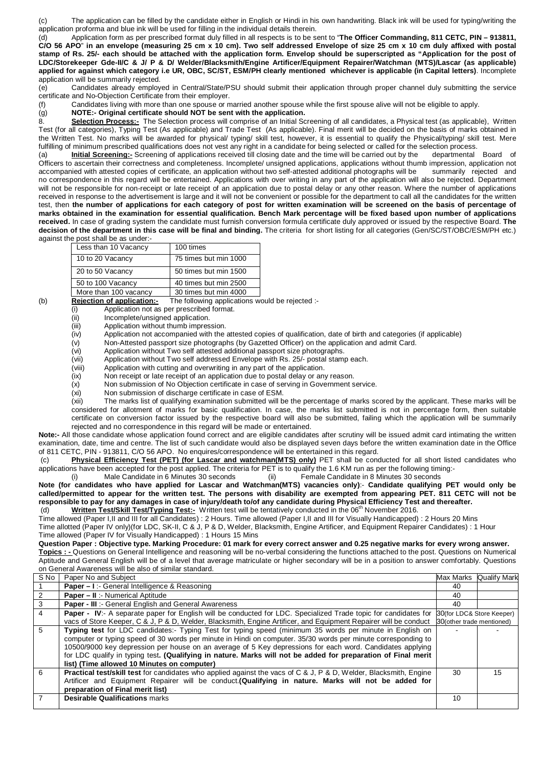(c) The application can be filled by the candidate either in English or Hindi in his own handwriting. Black ink will be used for typing/writing the application proforma and blue ink will be used for filling in the individual details therein.

(d) Application form as per prescribed format duly filled in all respects is to be sent to "**The Officer Commanding, 811 CETC, PIN – 913811, C/O 56 APO**" **in an envelope (measuring 25 cm x 10 cm). Two self addressed Envelope of size 25 cm x 10 cm duly affixed with postal stamp of Rs. 25/- each should be attached with the application form. Envelop should be superscripted as "Application for the post of LDC/Storekeeper Gde-II/C & J/ P & D/ Welder/Blacksmith/Engine Artificer/Equipment Repairer/Watchman (MTS)/Lascar (as applicable) applied for against which category i.e UR, OBC, SC/ST, ESM/PH clearly mentioned whichever is applicable (in Capital letters)**. Incomplete application will be summarily rejected.

(e) Candidates already employed in Central/State/PSU should submit their application through proper channel duly submitting the service certificate and No-Objection Certificate from their employer.

(f) Candidates living with more than one spouse or married another spouse while the first spouse alive will not be eligible to apply.

(g) **NOTE:- Original certificate should NOT be sent with the application.**

8. **Selection Process:-** The Selection process will comprise of an Initial Screening of all candidates, a Physical test (as applicable), Written Test (for all categories), Typing Test (As applicable) and Trade Test (As applicable). Final merit will be decided on the basis of marks obtained in the Written Test. No marks will be awarded for physical/ typing/ skill test, however, it is essential to qualify the Physical/typing/ skill test. Mere fulfilling of minimum prescribed qualifications does not vest any right in a candidate for being selected or called for the selection process.

(a) **Initial Screening:-** Screening of applications received till closing date and the time will be carried out by the departmental Board of Officers to ascertain their correctness and completeness. Incomplete/ unsigned applications, applications without thumb impression, application not accompanied with attested copies of certificate, an application without two self-attested additional photographs will be summarily rejected and no correspondence in this regard will be entertained. Applications with over writing in any part of the application will also be rejected. Department will not be responsible for non-receipt or late receipt of an application due to postal delay or any other reason. Where the number of applications received in response to the advertisement is large and it will not be convenient or possible for the department to call all the candidates for the written test, then **the number of applications for each category of post for written examination will be screened on the basis of percentage of marks obtained in the examination for essential qualification. Bench Mark percentage will be fixed based upon number of applications received.** In case of grading system the candidate must furnish conversion formula certificate duly approved or issued by the respective Board. **The decision of the department in this case will be final and binding.** The criteria for short listing for all categories (Gen/SC/ST/OBC/ESM/PH etc.) against the post shall be as under:-

| | |
|---|---|
| Less than 10 Vacancy | 100 times |
| 10 to 20 Vacancy | 75 times but min 1000 |
| 20 to 50 Vacancy | 50 times but min 1500 |
| 50 to 100 Vacancy | 40 times but min 2500 |
| More than 100 vacancy | 30 times but min 4000 |

(b) **Rejection of application:-** The following applications would be rejected :-

(i) Application not as per prescribed format.
(ii) Incomplete/unsigned application.
(iii) Application without thumb impression.
(iv) Application not accompanied with the attested copies of qualification, date of birth and categories (if applicable)
(v) Non-Attested passport size photographs (by Gazetted Officer) on the application and admit Card.
(vi) Application without Two self attested additional passport size photographs.
(vii) Application without Two self addressed Envelope with Rs. 25/- postal stamp each.
(viii) Application with cutting and overwriting in any part of the application.
(ix) Non receipt or late receipt of an application due to postal delay or any reason.
(x) Non submission of No Objection certificate in case of serving in Government service.
(xi) Non submission of discharge certificate in case of ESM.
(xii) The marks list of qualifying examination submitted will be the percentage of marks scored by the applicant. These marks will be considered for allotment of marks for basic qualification. In case, the marks list submitted is not in percentage form, then suitable certificate on conversion factor issued by the respective board will also be submitted, failing which the application will be summarily rejected and no correspondence in this regard will be made or entertained.

**Note:-** All those candidate whose application found correct and are eligible candidates after scrutiny will be issued admit card intimating the written examination, date, time and centre. The list of such candidate would also be displayed seven days before the written examination date in the Office of 811 CETC, PIN - 913811, C/O 56 APO. No enquires/correspondence will be entertained in this regard.

(c) **Physical Efficiency Test (PET) (for Lascar and watchman(MTS) only)** PET shall be conducted for all short listed candidates who applications have been accepted for the post applied. The criteria for PET is to qualify the 1.6 KM run as per the following timing:-

(i) Male Candidate in 6 Minutes 30 seconds (ii) Female Candidate in 8 Minutes 30 seconds

**Note (for candidates who have applied for Lascar and Watchman(MTS) vacancies only)**:- **Candidate qualifying PET would only be called/permitted to appear for the written test. The persons with disability are exempted from appearing PET. 811 CETC will not be responsible to pay for any damages in case of injury/death to/of any candidate during Physical Efficiency Test and thereafter.**

(d) **Written Test/Skill Test/Typing Test:-** Written test will be tentatively conducted in the 06th November 2016.

Time allowed (Paper I,II and III for all Candidates) : 2 Hours. Time allowed (Paper I,II and III for Visually Handicapped) : 2 Hours 20 Mins
Time allotted (Paper IV only)(for LDC, SK-II, C & J, P & D, Welder, Blacksmith, Engine Artificer, and Equipment Repairer Candidates) : 1 Hour
Time allowed (Paper IV for Visually Handicapped) : 1 Hours 15 Mins

**Question Paper : Objective type. Marking Procedure: 01 mark for every correct answer and 0.25 negative marks for every wrong answer.**

**Topics : -** Questions on General Intelligence and reasoning will be no-verbal considering the functions attached to the post. Questions on Numerical Aptitude and General English will be of a level that average matriculate or higher secondary will be in a position to answer comfortably. Questions on General Awareness will be also of similar standard.

| S No | Paper No and Subject | Max Marks | Qualify Mark |
|---|---|---|---|
| 1 | **Paper – I** :- General Intelligence & Reasoning | 40 | |
| 2 | **Paper – II** :- Numerical Aptitude | 40 | |
| 3 | **Paper - III** :- General English and General Awareness | 40 | |
| 4 | **Paper - IV**:- A separate paper for English will be conducted for LDC. Specialized Trade topic for candidates for vacs of Store Keeper, C & J, P & D, Welder, Blacksmith, Engine Artificer, and Equipment Repairer will be conduct | 30(for LDC& Store Keeper) 30(other trade mentioned) | |
| 5 | **Typing test** for LDC candidates:- Typing Test for typing speed (minimum 35 words per minute in English on computer or typing speed of 30 words per minute in Hindi on computer. 35/30 words per minute corresponding to 10500/9000 key depression per house on an average of 5 Key depressions for each word. Candidates applying for LDC qualify in typing test**. (Qualifying in nature. Marks will not be added for preparation of Final merit list) (Time allowed 10 Minutes on computer)** | - | - |
| 6 | **Practical test/skill test** for candidates who applied against the vacs of C & J, P & D, Welder, Blacksmith, Engine Artificer and Equipment Repairer will be conduct.**(Qualifying in nature. Marks will not be added for preparation of Final merit list)** | 30 | 15 |
| 7 | **Desirable Qualifications** marks | 10 | |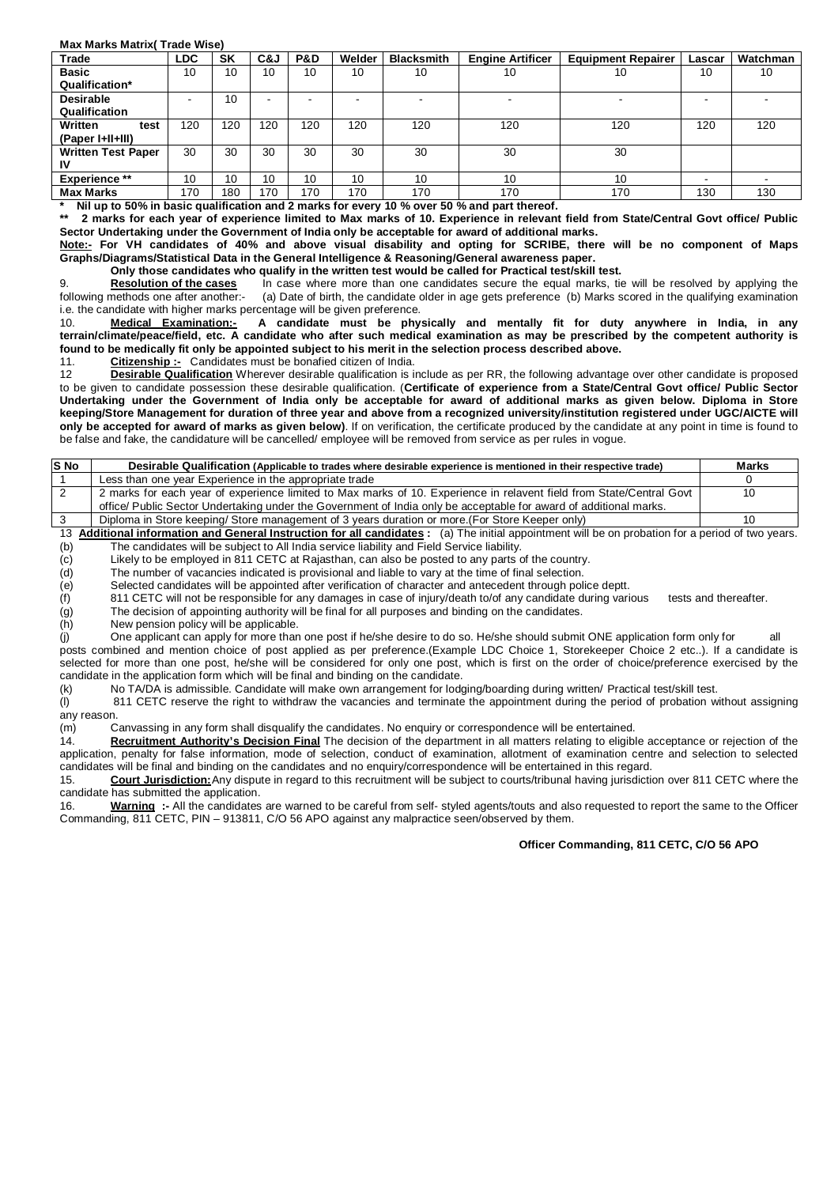**Max Marks Matrix( Trade Wise)**

| Trade | LDC | SK | C&J | P&D | Welder | Blacksmith | Engine Artificer | Equipment Repairer | Lascar | Watchman |
|---|---|---|---|---|---|---|---|---|---|---|
| **Basic Qualification*** | 10 | 10 | 10 | 10 | 10 | 10 | 10 | 10 | 10 | 10 |
| **Desirable Qualification** | - | 10 | - | - | - | - | - | - | - | - |
| **Written test (Paper I+II+III)** | 120 | 120 | 120 | 120 | 120 | 120 | 120 | 120 | 120 | 120 |
| **Written Test Paper IV** | 30 | 30 | 30 | 30 | 30 | 30 | 30 | 30 | | |
| **Experience **** | 10 | 10 | 10 | 10 | 10 | 10 | 10 | 10 | - | - |
| **Max Marks** | 170 | 180 | 170 | 170 | 170 | 170 | 170 | 170 | 130 | 130 |

**\* Nil up to 50% in basic qualification and 2 marks for every 10 % over 50 % and part thereof.**

**\*\* 2 marks for each year of experience limited to Max marks of 10. Experience in relevant field from State/Central Govt office/ Public Sector Undertaking under the Government of India only be acceptable for award of additional marks.**

**Note:- For VH candidates of 40% and above visual disability and opting for SCRIBE, there will be no component of Maps Graphs/Diagrams/Statistical Data in the General Intelligence & Reasoning/General awareness paper.**

**Only those candidates who qualify in the written test would be called for Practical test/skill test.**

9. **Resolution of the cases** In case where more than one candidates secure the equal marks, tie will be resolved by applying the following methods one after another:- (a) Date of birth, the candidate older in age gets preference (b) Marks scored in the qualifying examination i.e. the candidate with higher marks percentage will be given preference.

10. **Medical Examination:- A candidate must be physically and mentally fit for duty anywhere in India, in any terrain/climate/peace/field, etc. A candidate who after such medical examination as may be prescribed by the competent authority is found to be medically fit only be appointed subject to his merit in the selection process described above.**

11. **Citizenship :-** Candidates must be bonafied citizen of India.

12 **Desirable Qualification** Wherever desirable qualification is include as per RR, the following advantage over other candidate is proposed to be given to candidate possession these desirable qualification. (**Certificate of experience from a State/Central Govt office/ Public Sector Undertaking under the Government of India only be acceptable for award of additional marks as given below. Diploma in Store keeping/Store Management for duration of three year and above from a recognized university/institution registered under UGC/AICTE will only be accepted for award of marks as given below)**. If on verification, the certificate produced by the candidate at any point in time is found to be false and fake, the candidature will be cancelled/ employee will be removed from service as per rules in vogue.

| S No | Desirable Qualification (Applicable to trades where desirable experience is mentioned in their respective trade) | Marks |
|---|---|---|
| 1 | Less than one year Experience in the appropriate trade | 0 |
| 2 | 2 marks for each year of experience limited to Max marks of 10. Experience in relavent field from State/Central Govt office/ Public Sector Undertaking under the Government of India only be acceptable for award of additional marks. | 10 |
| 3 | Diploma in Store keeping/ Store management of 3 years duration or more.(For Store Keeper only) | 10 |

13 **Additional information and General Instruction for all candidates :** (a) The initial appointment will be on probation for a period of two years.

(b) The candidates will be subject to All India service liability and Field Service liability.

(c) Likely to be employed in 811 CETC at Rajasthan, can also be posted to any parts of the country.

(d) The number of vacancies indicated is provisional and liable to vary at the time of final selection.

(e) Selected candidates will be appointed after verification of character and antecedent through police deptt.

(f) 811 CETC will not be responsible for any damages in case of injury/death to/of any candidate during various tests and thereafter.

(g) The decision of appointing authority will be final for all purposes and binding on the candidates.

(h) New pension policy will be applicable.

(j) One applicant can apply for more than one post if he/she desire to do so. He/she should submit ONE application form only for all posts combined and mention choice of post applied as per preference.(Example LDC Choice 1, Storekeeper Choice 2 etc..). If a candidate is selected for more than one post, he/she will be considered for only one post, which is first on the order of choice/preference exercised by the candidate in the application form which will be final and binding on the candidate.

(k) No TA/DA is admissible. Candidate will make own arrangement for lodging/boarding during written/ Practical test/skill test.

(l) 811 CETC reserve the right to withdraw the vacancies and terminate the appointment during the period of probation without assigning any reason.

(m) Canvassing in any form shall disqualify the candidates. No enquiry or correspondence will be entertained.

14. **Recruitment Authority's Decision Final** The decision of the department in all matters relating to eligible acceptance or rejection of the application, penalty for false information, mode of selection, conduct of examination, allotment of examination centre and selection to selected candidates will be final and binding on the candidates and no enquiry/correspondence will be entertained in this regard.

15. **Court Jurisdiction:**Any dispute in regard to this recruitment will be subject to courts/tribunal having jurisdiction over 811 CETC where the candidate has submitted the application.

16. **Warning :-** All the candidates are warned to be careful from self- styled agents/touts and also requested to report the same to the Officer Commanding, 811 CETC, PIN – 913811, C/O 56 APO against any malpractice seen/observed by them.

**Officer Commanding, 811 CETC, C/O 56 APO**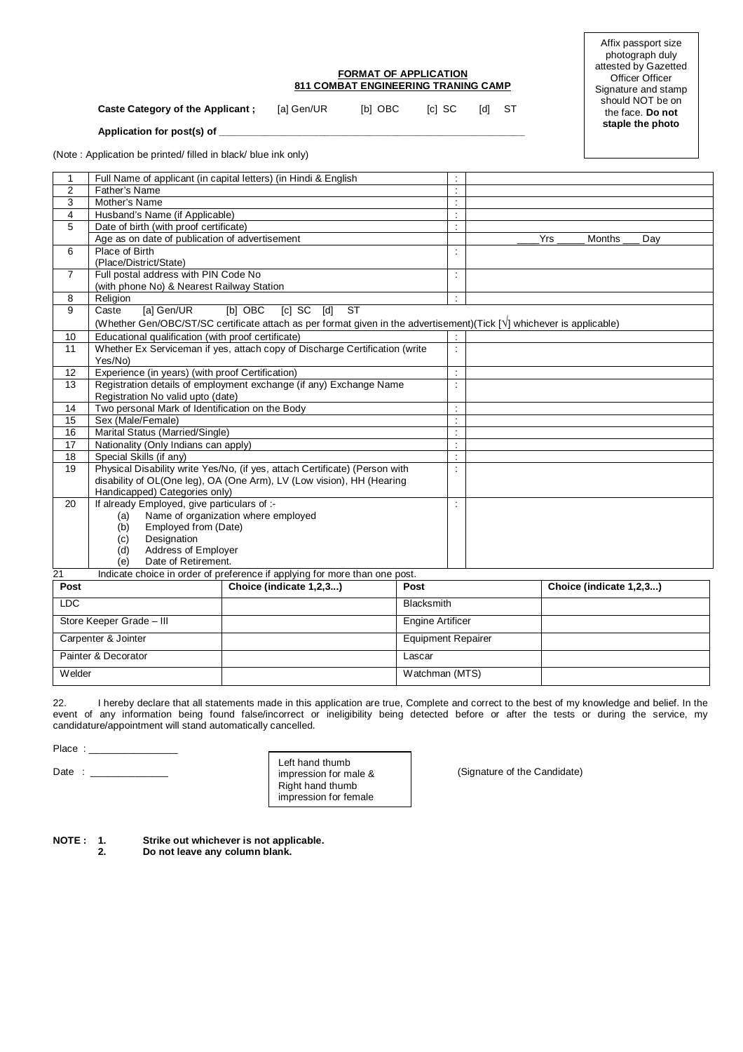Affix passport size photograph duly attested by Gazetted Officer Officer Signature and stamp should NOT be on the face. **Do not staple the photo**

**FORMAT OF APPLICATION**
**811 COMBAT ENGINEERING TRANING CAMP**

**Caste Category of the Applicant ;** [a] Gen/UR [b] OBC [c] SC [d] ST

**Application for post(s) of** \_\_\_\_\_\_\_\_\_\_\_\_\_\_\_\_\_\_\_\_\_\_\_\_\_\_\_\_\_\_\_\_\_\_\_\_\_\_\_\_\_\_\_\_\_\_\_\_\_\_\_\_\_\_

(Note : Application be printed/ filled in black/ blue ink only)

| | | | |
|---|---|---|---|
| 1 | Full Name of applicant (in capital letters) (in Hindi & English | : | |
| 2 | Father's Name | : | |
| 3 | Mother's Name | : | |
| 4 | Husband's Name (if Applicable) | : | |
| 5 | Date of birth (with proof certificate) | : | |
| | Age as on date of publication of advertisement | | \_\_\_\_Yrs \_\_\_\_\_ Months \_\_\_ Day |
| 6 | Place of Birth (Place/District/State) | : | |
| 7 | Full postal address with PIN Code No (with phone No) & Nearest Railway Station | : | |
| 8 | Religion | : | |
| 9 | Caste [a] Gen/UR [b] OBC [c] SC [d] ST (Whether Gen/OBC/ST/SC certificate attach as per format given in the advertisement)(Tick [√] whichever is applicable) | | |
| 10 | Educational qualification (with proof certificate) | : | |
| 11 | Whether Ex Serviceman if yes, attach copy of Discharge Certification (write Yes/No) | : | |
| 12 | Experience (in years) (with proof Certification) | : | |
| 13 | Registration details of employment exchange (if any) Exchange Name Registration No valid upto (date) | : | |
| 14 | Two personal Mark of Identification on the Body | : | |
| 15 | Sex (Male/Female) | : | |
| 16 | Marital Status (Married/Single) | : | |
| 17 | Nationality (Only Indians can apply) | : | |
| 18 | Special Skills (if any) | : | |
| 19 | Physical Disability write Yes/No, (if yes, attach Certificate) (Person with disability of OL(One leg), OA (One Arm), LV (Low vision), HH (Hearing Handicapped) Categories only) | : | |
| 20 | If already Employed, give particulars of :- (a) Name of organization where employed (b) Employed from (Date) (c) Designation (d) Address of Employer (e) Date of Retirement. | : | |

21 Indicate choice in order of preference if applying for more than one post.

| Post | Choice (indicate 1,2,3...) | Post | Choice (indicate 1,2,3...) |
|---|---|---|---|
| LDC | | Blacksmith | |
| Store Keeper Grade – III | | Engine Artificer | |
| Carpenter & Jointer | | Equipment Repairer | |
| Painter & Decorator | | Lascar | |
| Welder | | Watchman (MTS) | |

22. I hereby declare that all statements made in this application are true, Complete and correct to the best of my knowledge and belief. In the event of any information being found false/incorrect or ineligibility being detected before or after the tests or during the service, my candidature/appointment will stand automatically cancelled.

Place : \_\_\_\_\_\_\_\_\_\_\_\_\_\_\_\_

Date : \_\_\_\_\_\_\_\_\_\_\_\_\_\_

Left hand thumb impression for male & Right hand thumb impression for female

(Signature of the Candidate)

**NOTE : 1. Strike out whichever is not applicable.**
**2. Do not leave any column blank.**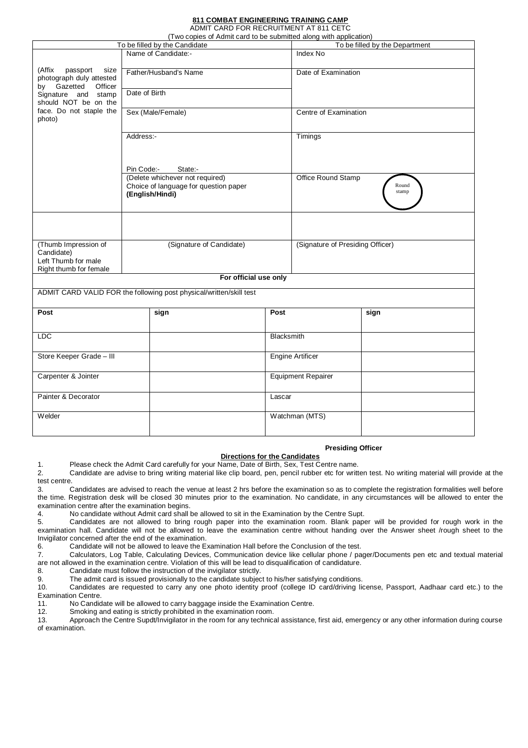**811 COMBAT ENGINEERING TRAINING CAMP**

ADMIT CARD FOR RECRUITMENT AT 811 CETC

(Two copies of Admit card to be submitted along with application)

| To be filled by the Candidate | | To be filled by the Department |
|---|---|---|
| (Affix passport size photograph duly attested by Gazetted Officer Signature and stamp should NOT be on the face. Do not staple the photo) | Name of Candidate:- | Index No |
| | Father/Husband's Name | Date of Examination |
| | Date of Birth | |
| | Sex (Male/Female) | Centre of Examination |
| | Address:-<br><br>Pin Code:- State:- | Timings |
| | (Delete whichever not required)<br>Choice of language for question paper<br>**(English/Hindi)** | Office Round Stamp (Round stamp) |
| | | |
| (Thumb Impression of Candidate)<br>Left Thumb for male<br>Right thumb for female | (Signature of Candidate) | (Signature of Presiding Officer) |

**For official use only**

ADMIT CARD VALID FOR the following post physical/written/skill test

| Post | sign | Post | sign |
|---|---|---|---|
| LDC | | Blacksmith | |
| Store Keeper Grade – III | | Engine Artificer | |
| Carpenter & Jointer | | Equipment Repairer | |
| Painter & Decorator | | Lascar | |
| Welder | | Watchman (MTS) | |

**Presiding Officer**

**Directions for the Candidates**

1. Please check the Admit Card carefully for your Name, Date of Birth, Sex, Test Centre name.
2. Candidate are advise to bring writing material like clip board, pen, pencil rubber etc for written test. No writing material will provide at the test centre.
3. Candidates are advised to reach the venue at least 2 hrs before the examination so as to complete the registration formalities well before the time. Registration desk will be closed 30 minutes prior to the examination. No candidate, in any circumstances will be allowed to enter the examination centre after the examination begins.
4. No candidate without Admit card shall be allowed to sit in the Examination by the Centre Supt.
5. Candidates are not allowed to bring rough paper into the examination room. Blank paper will be provided for rough work in the examination hall. Candidate will not be allowed to leave the examination centre without handing over the Answer sheet /rough sheet to the Invigilator concerned after the end of the examination.
6. Candidate will not be allowed to leave the Examination Hall before the Conclusion of the test.
7. Calculators, Log Table, Calculating Devices, Communication device like cellular phone / pager/Documents pen etc and textual material are not allowed in the examination centre. Violation of this will be lead to disqualification of candidature.
8. Candidate must follow the instruction of the invigilator strictly.
9. The admit card is issued provisionally to the candidate subject to his/her satisfying conditions.
10. Candidates are requested to carry any one photo identity proof (college ID card/driving license, Passport, Aadhaar card etc.) to the Examination Centre.
11. No Candidate will be allowed to carry baggage inside the Examination Centre.
12. Smoking and eating is strictly prohibited in the examination room.
13. Approach the Centre Supdt/Invigilator in the room for any technical assistance, first aid, emergency or any other information during course of examination.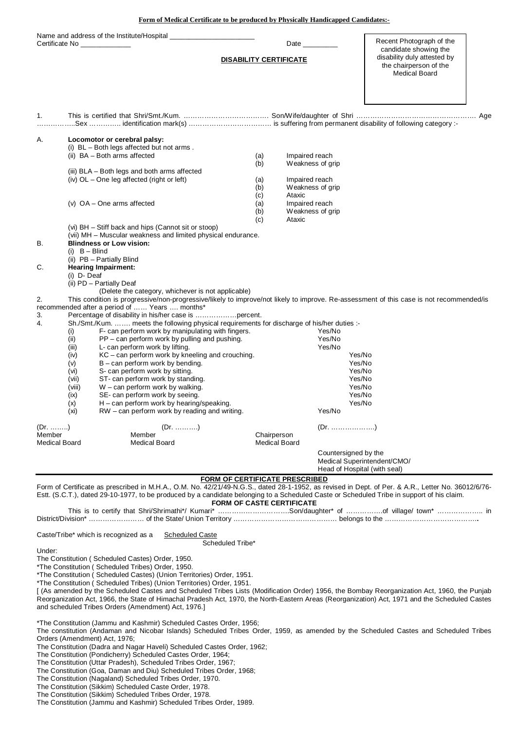**Form of Medical Certificate to be produced by Physically Handicapped Candidates:-**

Name and address of the Institute/Hospital ______________________
Certificate No _____________ Date _________

Recent Photograph of the candidate showing the disability duly attested by the chairperson of the Medical Board

**DISABILITY CERTIFICATE**

1. This is certified that Shri/Smt./Kum. ……………………………… Son/Wife/daughter of Shri …………………………………………… Age ……………..Sex …………. identification mark(s) ……………………………… is suffering from permanent disability of following category :-

A. **Locomotor or cerebral palsy:**
   - (i) BL – Both legs affected but not arms .
   - (ii) BA – Both arms affected
     - (a) Impaired reach
     - (b) Weakness of grip
   - (iii) BLA – Both legs and both arms affected
   - (iv) OL – One leg affected (right or left)
     - (a) Impaired reach
     - (b) Weakness of grip
     - (c) Ataxic
   - (v) OA – One arms affected
     - (a) Impaired reach
     - (b) Weakness of grip
     - (c) Ataxic
   - (vi) BH – Stiff back and hips (Cannot sit or stoop)
   - (vii) MH – Muscular weakness and limited physical endurance.

B. **Blindness or Low vision:**
   - (i) B – Blind
   - (ii) PB – Partially Blind

C. **Hearing Impairment:**
   - (i) D- Deaf
   - (ii) PD – Partially Deaf

   (Delete the category, whichever is not applicable)

2. This condition is progressive/non-progressive/likely to improve/not likely to improve. Re-assessment of this case is not recommended/is recommended after a period of …… Years …. months*

3. Percentage of disability in his/her case is ………………percent.

4. Sh./Smt./Kum. ……. meets the following physical requirements for discharge of his/her duties :-
   - (i) F- can perform work by manipulating with fingers. Yes/No
   - (ii) PP – can perform work by pulling and pushing. Yes/No
   - (iii) L- can perform work by lifting. Yes/No
   - (iv) KC – can perform work by kneeling and crouching. Yes/No
   - (v) B – can perform work by bending. Yes/No
   - (vi) S- can perform work by sitting. Yes/No
   - (vii) ST- can perform work by standing. Yes/No
   - (viii) W – can perform work by walking. Yes/No
   - (ix) SE- can perform work by seeing. Yes/No
   - (x) H – can perform work by hearing/speaking. Yes/No
   - (xi) RW – can perform work by reading and writing. Yes/No

| (Dr. ……..) | (Dr. ……….) | | (Dr. ……………….) |
|---|---|---|---|
| Member Medical Board | Member Medical Board | Chairperson Medical Board | |

Countersigned by the
Medical Superintendent/CMO/
Head of Hospital (with seal)

**FORM OF CERTIFICATE PRESCRIBED**

Form of Certificate as prescribed in M.H.A., O.M. No. 42/21/49-N.G.S., dated 28-1-1952, as revised in Dept. of Per. & A.R., Letter No. 36012/6/76-Estt. (S.C.T.), dated 29-10-1977, to be produced by a candidate belonging to a Scheduled Caste or Scheduled Tribe in support of his claim.

**FORM OF CASTE CERTIFICATE**

This is to certify that Shri/Shrimathi*/ Kumari* …………………………Son/daughter* of …………….of village/ town* ……………….. in District/Division* …………………… of the State/ Union Territory ……………………………………… belongs to the ………………………………….

Caste/Tribe* which is recognized as a Scheduled Caste
Scheduled Tribe*

Under:

The Constitution ( Scheduled Castes) Order, 1950.
*The Constitution ( Scheduled Tribes) Order, 1950.
*The Constitution ( Scheduled Castes) (Union Territories) Order, 1951.
*The Constitution ( Scheduled Tribes) (Union Territories) Order, 1951.
[ (As amended by the Scheduled Castes and Scheduled Tribes Lists (Modification Order) 1956, the Bombay Reorganization Act, 1960, the Punjab Reorganization Act, 1966, the State of Himachal Pradesh Act, 1970, the North-Eastern Areas (Reorganization) Act, 1971 and the Scheduled Castes and scheduled Tribes Orders (Amendment) Act, 1976.]

*The Constitution (Jammu and Kashmir) Scheduled Castes Order, 1956;
The constitution (Andaman and Nicobar Islands) Scheduled Tribes Order, 1959, as amended by the Scheduled Castes and Scheduled Tribes Orders (Amendment) Act, 1976;
The Constitution (Dadra and Nagar Haveli) Scheduled Castes Order, 1962;
The Constitution (Pondicherry) Scheduled Castes Order, 1964;
The Constitution (Uttar Pradesh), Scheduled Tribes Order, 1967;
The Constitution (Goa, Daman and Diu) Scheduled Tribes Order, 1968;
The Constitution (Nagaland) Scheduled Tribes Order, 1970.
The Constitution (Sikkim) Scheduled Caste Order, 1978.
The Constitution (Sikkim) Scheduled Tribes Order, 1978.
The Constitution (Jammu and Kashmir) Scheduled Tribes Order, 1989.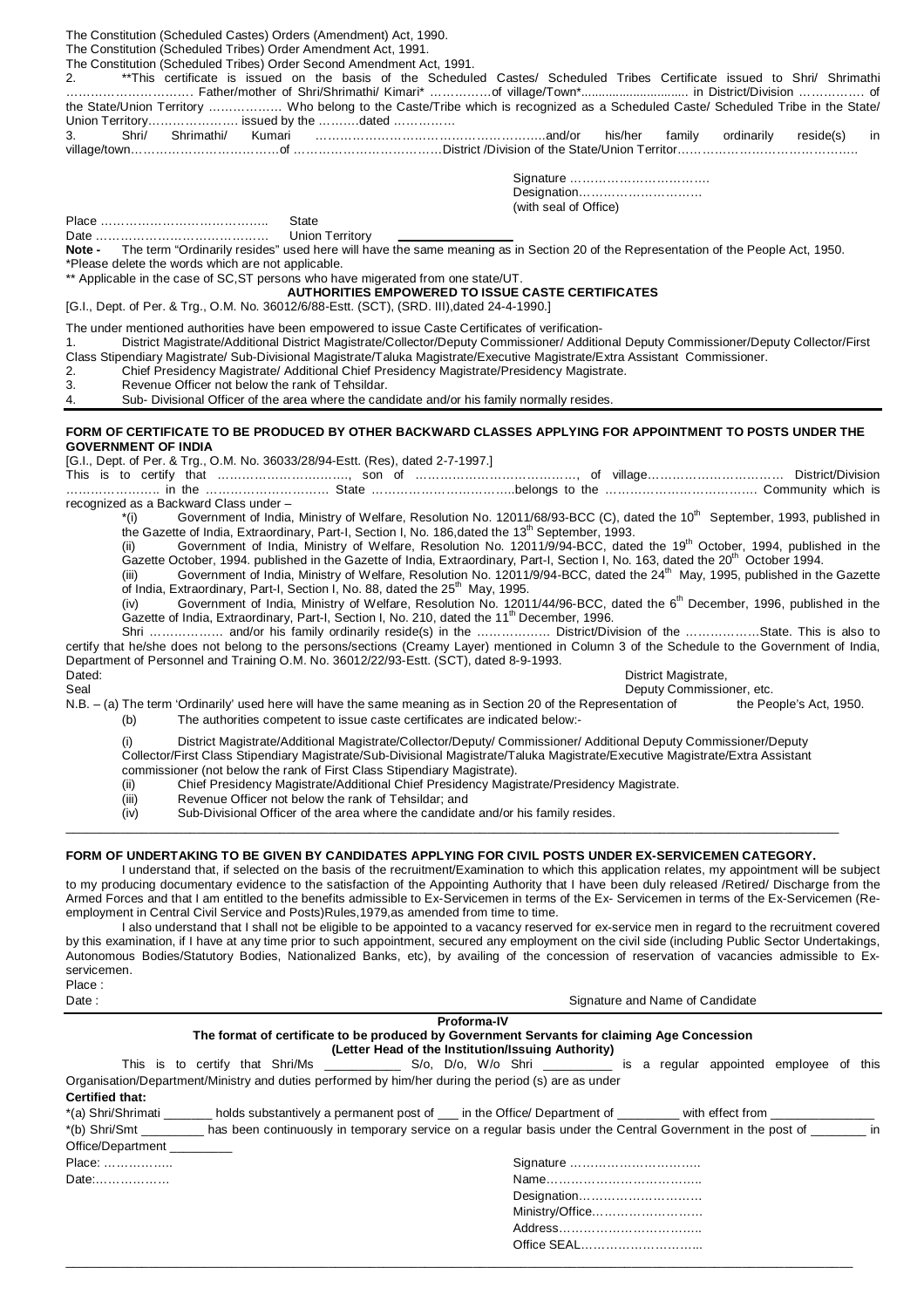The Constitution (Scheduled Castes) Orders (Amendment) Act, 1990.
The Constitution (Scheduled Tribes) Order Amendment Act, 1991.
The Constitution (Scheduled Tribes) Order Second Amendment Act, 1991.

2. **This certificate is issued on the basis of the Scheduled Castes/ Scheduled Tribes Certificate issued to Shri/ Shrimathi ………………………… Father/mother of Shri/Shrimathi/ Kimari* ……………of village/Town*.............................. in District/Division ……………. of the State/Union Territory ……………… Who belong to the Caste/Tribe which is recognized as a Scheduled Caste/ Scheduled Tribe in the State/ Union Territory…………………. issued by the ……….dated ……………

3. Shri/ Shrimathi/ Kumari ……………………………………………….and/or his/her family ordinarily reside(s) in village/town………………………………of ………………………………District /Division of the State/Union Territor…………………………………….

Signature …………………………….
Designation………………………….
(with seal of Office)

Place ………………………………….. State
Date ……………………………………. Union Territory

**Note -** The term "Ordinarily resides" used here will have the same meaning as in Section 20 of the Representation of the People Act, 1950.
*Please delete the words which are not applicable.
** Applicable in the case of SC,ST persons who have migerated from one state/UT.

**AUTHORITIES EMPOWERED TO ISSUE CASTE CERTIFICATES**

[G.I., Dept. of Per. & Trg., O.M. No. 36012/6/88-Estt. (SCT), (SRD. III),dated 24-4-1990.]

The under mentioned authorities have been empowered to issue Caste Certificates of verification-

1. District Magistrate/Additional District Magistrate/Collector/Deputy Commissioner/ Additional Deputy Commissioner/Deputy Collector/First Class Stipendiary Magistrate/ Sub-Divisional Magistrate/Taluka Magistrate/Executive Magistrate/Extra Assistant Commissioner.
2. Chief Presidency Magistrate/ Additional Chief Presidency Magistrate/Presidency Magistrate.
3. Revenue Officer not below the rank of Tehsildar.
4. Sub- Divisional Officer of the area where the candidate and/or his family normally resides.

**FORM OF CERTIFICATE TO BE PRODUCED BY OTHER BACKWARD CLASSES APPLYING FOR APPOINTMENT TO POSTS UNDER THE GOVERNMENT OF INDIA**

[G.I., Dept. of Per. & Trg., O.M. No. 36033/28/94-Estt. (Res), dated 2-7-1997.]

This is to certify that ……………………………, son of …………………………………, of village…………………………… District/Division …………………. in the ………………………… State ……………………………..belongs to the ……………………………… Community which is recognized as a Backward Class under –

*(i) Government of India, Ministry of Welfare, Resolution No. 12011/68/93-BCC (C), dated the 10th September, 1993, published in the Gazette of India, Extraordinary, Part-I, Section I, No. 186,dated the 13th September, 1993.

(ii) Government of India, Ministry of Welfare, Resolution No. 12011/9/94-BCC, dated the 19th October, 1994, published in the Gazette October, 1994. published in the Gazette of India, Extraordinary, Part-I, Section I, No. 163, dated the 20th October 1994.

(iii) Government of India, Ministry of Welfare, Resolution No. 12011/9/94-BCC, dated the 24th May, 1995, published in the Gazette of India, Extraordinary, Part-I, Section I, No. 88, dated the 25th May, 1995.

(iv) Government of India, Ministry of Welfare, Resolution No. 12011/44/96-BCC, dated the 6th December, 1996, published in the Gazette of India, Extraordinary, Part-I, Section I, No. 210, dated the 11th December, 1996.

Shri ……………… and/or his family ordinarily reside(s) in the ……………… District/Division of the ………………State. This is also to certify that he/she does not belong to the persons/sections (Creamy Layer) mentioned in Column 3 of the Schedule to the Government of India, Department of Personnel and Training O.M. No. 36012/22/93-Estt. (SCT), dated 8-9-1993.

Dated: District Magistrate,
Seal Deputy Commissioner, etc.

N.B. – (a) The term 'Ordinarily' used here will have the same meaning as in Section 20 of the Representation of the People's Act, 1950.

(b) The authorities competent to issue caste certificates are indicated below:-

(i) District Magistrate/Additional Magistrate/Collector/Deputy/ Commissioner/ Additional Deputy Commissioner/Deputy Collector/First Class Stipendiary Magistrate/Sub-Divisional Magistrate/Taluka Magistrate/Executive Magistrate/Extra Assistant commissioner (not below the rank of First Class Stipendiary Magistrate).
(ii) Chief Presidency Magistrate/Additional Chief Presidency Magistrate/Presidency Magistrate.
(iii) Revenue Officer not below the rank of Tehsildar; and
(iv) Sub-Divisional Officer of the area where the candidate and/or his family resides.

---

**FORM OF UNDERTAKING TO BE GIVEN BY CANDIDATES APPLYING FOR CIVIL POSTS UNDER EX-SERVICEMEN CATEGORY.**

I understand that, if selected on the basis of the recruitment/Examination to which this application relates, my appointment will be subject to my producing documentary evidence to the satisfaction of the Appointing Authority that I have been duly released /Retired/ Discharge from the Armed Forces and that I am entitled to the benefits admissible to Ex-Servicemen in terms of the Ex- Servicemen in terms of the Ex-Servicemen (Re-employment in Central Civil Service and Posts)Rules,1979,as amended from time to time.

I also understand that I shall not be eligible to be appointed to a vacancy reserved for ex-service men in regard to the recruitment covered by this examination, if I have at any time prior to such appointment, secured any employment on the civil side (including Public Sector Undertakings, Autonomous Bodies/Statutory Bodies, Nationalized Banks, etc), by availing of the concession of reservation of vacancies admissible to Ex-servicemen.

Place :
Date : Signature and Name of Candidate

**Proforma-IV**

**The format of certificate to be produced by Government Servants for claiming Age Concession**
**(Letter Head of the Institution/Issuing Authority)**

This is to certify that Shri/Ms ___________ S/o, D/o, W/o Shri __________ is a regular appointed employee of this Organisation/Department/Ministry and duties performed by him/her during the period (s) are as under

**Certified that:**

*(a) Shri/Shrimati _______ holds substantively a permanent post of ___ in the Office/ Department of _________ with effect from _______________

*(b) Shri/Smt _________ has been continuously in temporary service on a regular basis under the Central Government in the post of ________ in Office/Department _________

Place: ……………..
Date:………………

Signature …………………………..
Name………………………………..
Designation…………………………
Ministry/Office………………………
Address……………………………..
Office SEAL………………………...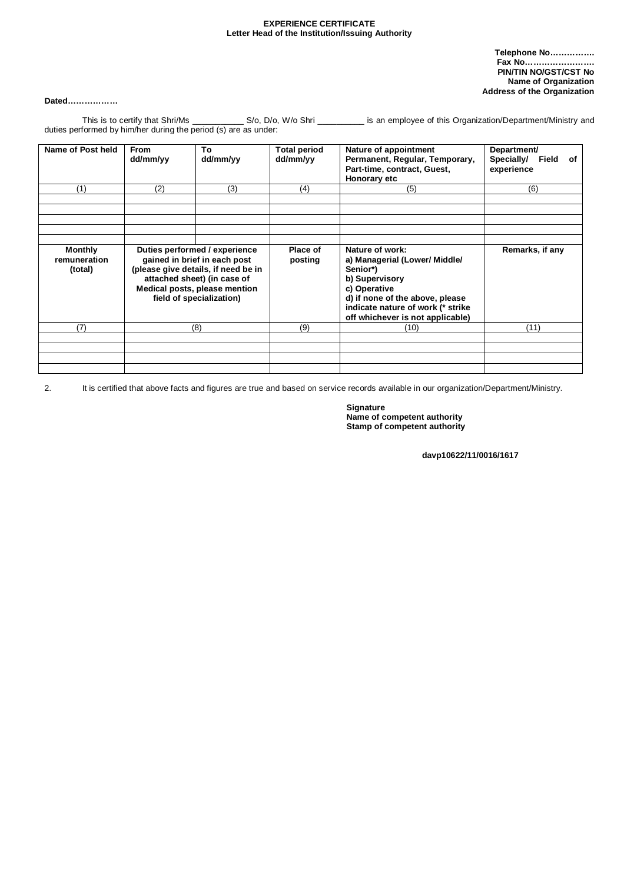**EXPERIENCE CERTIFICATE**
**Letter Head of the Institution/Issuing Authority**

**Telephone No……………..**
**Fax No……………………**
**PIN/TIN NO/GST/CST No**
**Name of Organization**
**Address of the Organization**

**Dated………………**

This is to certify that Shri/Ms ___________ S/o, D/o, W/o Shri __________ is an employee of this Organization/Department/Ministry and duties performed by him/her during the period (s) are as under:

| Name of Post held | From dd/mm/yy | To dd/mm/yy | Total period dd/mm/yy | Nature of appointment Permanent, Regular, Temporary, Part-time, contract, Guest, Honorary etc | Department/ Specially/ Field of experience |
|---|---|---|---|---|---|
| (1) | (2) | (3) | (4) | (5) | (6) |
| | | | | | |
| | | | | | |
| | | | | | |
| | | | | | |
| | | | | | |

| Monthly remuneration (total) | Duties performed / experience gained in brief in each post (please give details, if need be in attached sheet) (in case of Medical posts, please mention field of specialization) | Place of posting | Nature of work: a) Managerial (Lower/ Middle/ Senior*) b) Supervisory c) Operative d) if none of the above, please indicate nature of work (* strike off whichever is not applicable) | Remarks, if any |
|---|---|---|---|---|
| (7) | (8) | (9) | (10) | (11) |
| | | | | |
| | | | | |
| | | | | |
| | | | | |

2. It is certified that above facts and figures are true and based on service records available in our organization/Department/Ministry.

**Signature**
**Name of competent authority**
**Stamp of competent authority**

**davp10622/11/0016/1617**